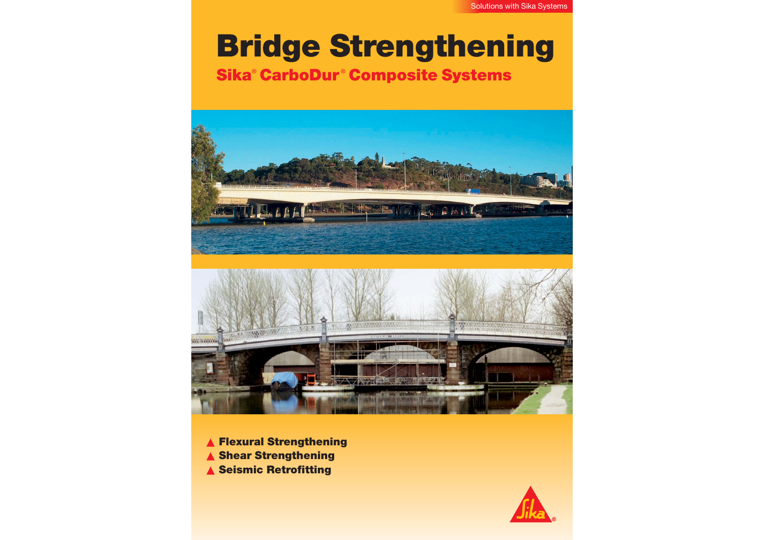Solutions with Sika Systems

# Bridge Strengthening

## Sika® CarboDur® Composite Systems

- Flexural Strengthening
- Shear Strengthening
- Seismic Retrofitting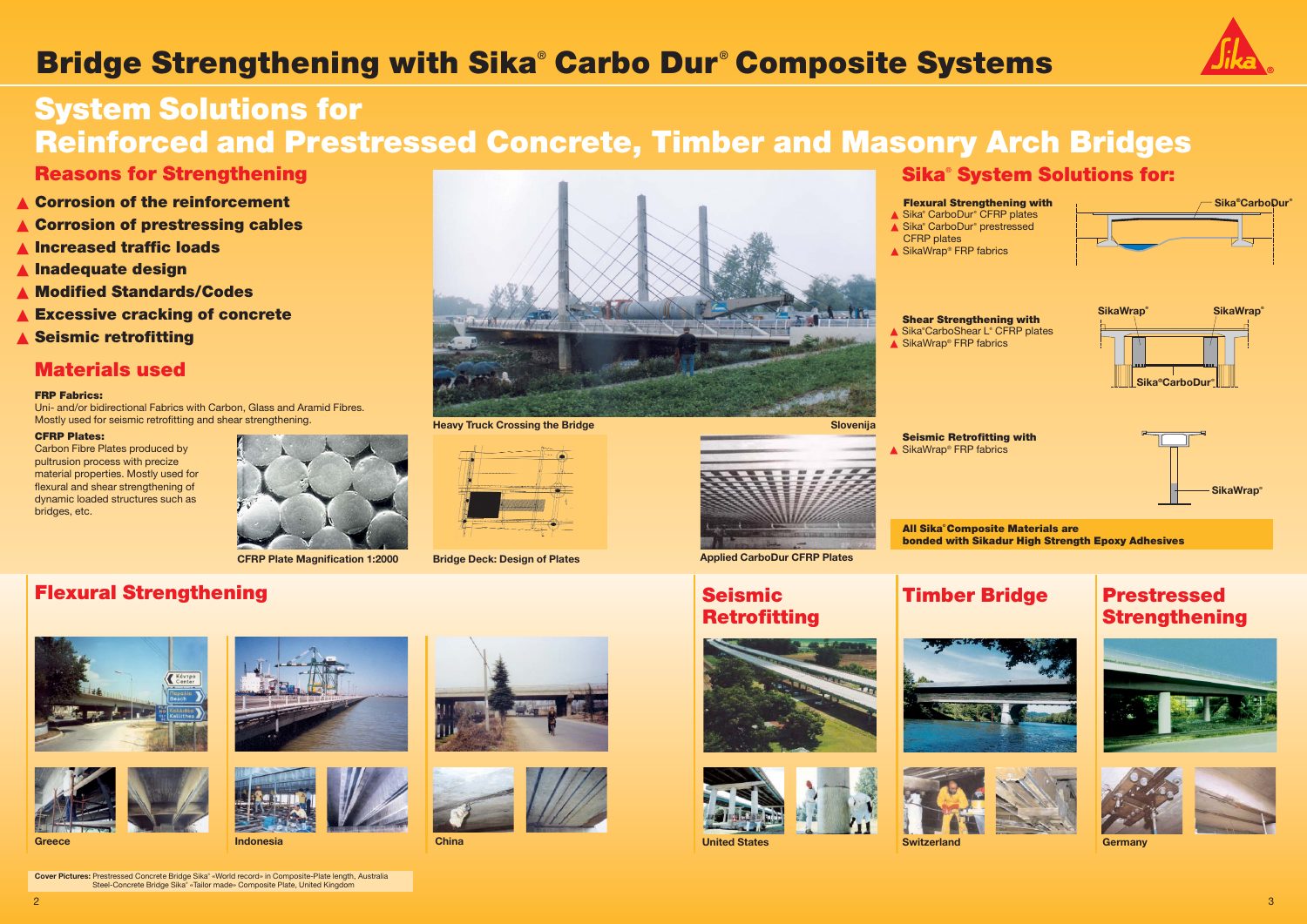# Bridge Strengthening with Sika® Carbo Dur® Composite Systems

## System Solutions for Reinforced and Prestressed Concrete, Timber and Masonry Arch Bridges

### Reasons for Strengthening

- **Corrosion of the reinforcement**
- **Corrosion of prestressing cables**
- **Increased traffic loads**
- **Inadequate design**
- **Modified Standards/Codes**
- **Excessive cracking of concrete**
- **Seismic retrofitting**

### Materials used

**FRP Fabrics:**
Uni- and/or bidirectional Fabrics with Carbon, Glass and Aramid Fibres. Mostly used for seismic retrofitting and shear strengthening.

**CFRP Plates:**
Carbon Fibre Plates produced by pultrusion process with precize material properties. Mostly used for flexural and shear strengthening of dynamic loaded structures such as bridges, etc.

CFRP Plate Magnification 1:2000

Heavy Truck Crossing the Bridge — Slovenija

Bridge Deck: Design of Plates

Applied CarboDur CFRP Plates

### Sika® System Solutions for:

**Flexural Strengthening with**
- Sika® CarboDur® CFRP plates
- Sika® CarboDur® prestressed CFRP plates
- SikaWrap® FRP fabrics

Sika®CarboDur®

**Shear Strengthening with**
- Sika®CarboShear L® CFRP plates
- SikaWrap® FRP fabrics

SikaWrap® SikaWrap® Sika®CarboDur®

**Seismic Retrofitting with**
- SikaWrap® FRP fabrics

SikaWrap®

**All Sika® Composite Materials are bonded with Sikadur High Strength Epoxy Adhesives**

### Flexural Strengthening

Greece

Indonesia

China

### Seismic Retrofitting

United States

### Timber Bridge

Switzerland

### Prestressed Strengthening

Germany

**Cover Pictures:** Prestressed Concrete Bridge Sika® «World record» in Composite-Plate length, Australia
Steel-Concrete Bridge Sika® «Tailor made» Composite Plate, United Kingdom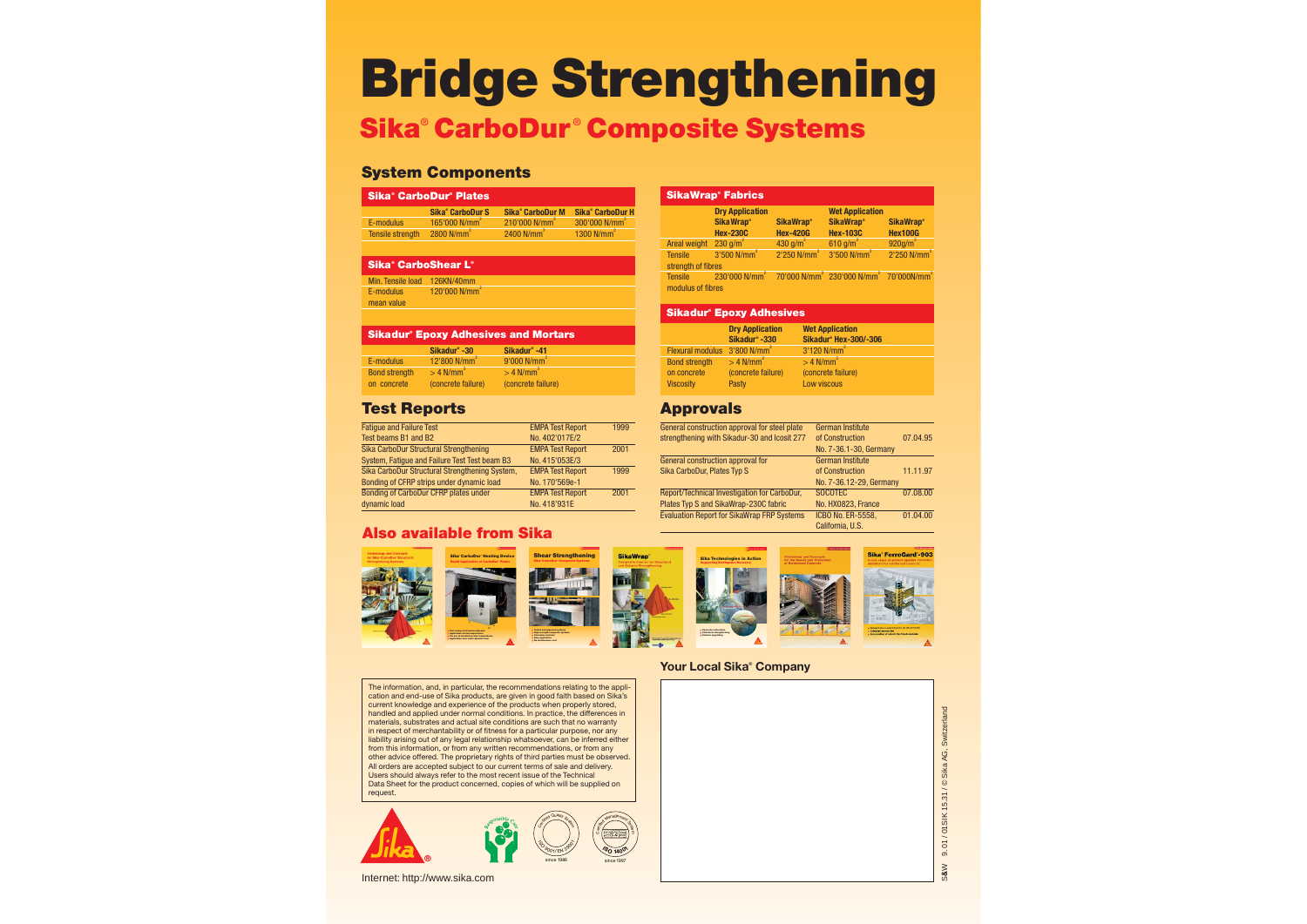# Bridge Strengthening

## Sika® CarboDur® Composite Systems

### System Components

#### Sika® CarboDur® Plates

| | Sika® CarboDur S | Sika® CarboDur M | Sika® CarboDur H |
|---|---|---|---|
| E-modulus | 165'000 N/mm² | 210'000 N/mm² | 300'000 N/mm² |
| Tensile strength | 2800 N/mm² | 2400 N/mm² | 1300 N/mm² |

#### Sika® CarboShear L®

| | |
|---|---|
| Min. Tensile load | 126KN/40mm |
| E-modulus mean value | 120'000 N/mm² |

#### Sikadur® Epoxy Adhesives and Mortars

| | Sikadur® -30 | Sikadur® -41 |
|---|---|---|
| E-modulus | 12'800 N/mm² | 9'000 N/mm² |
| Bond strength on concrete | > 4 N/mm² (concrete failure) | > 4 N/mm² (concrete failure) |

#### SikaWrap® Fabrics

| | Dry Application SikaWrap® Hex-230C | SikaWrap® Hex-420G | Wet Application SikaWrap® Hex-103C | SikaWrap® Hex100G |
|---|---|---|---|---|
| Areal weight | 230 g/m² | 430 g/m² | 610 g/m² | 920g/m² |
| Tensile strength of fibres | 3'500 N/mm² | 2'250 N/mm² | 3'500 N/mm² | 2'250 N/mm² |
| Tensile modulus of fibres | 230'000 N/mm² | 70'000 N/mm² | 230'000 N/mm² | 70'000N/mm² |

#### Sikadur® Epoxy Adhesives

| | Dry Application Sikadur® -330 | Wet Application Sikadur® Hex-300/-306 |
|---|---|---|
| Flexural modulus | 3'800 N/mm² | 3'120 N/mm² |
| Bond strength on concrete | > 4 N/mm² (concrete failure) | > 4 N/mm² (concrete failure) |
| Viscosity | Pasty | Low viscous |

### Test Reports

| | | |
|---|---|---|
| Fatigue and Failure Test Test beams B1 and B2 | EMPA Test Report No. 402'017E/2 | 1999 |
| Sika CarboDur Structural Strengthening System, Fatigue and Failure Test Test beam B3 | EMPA Test Report No. 415'053E/3 | 2001 |
| Sika CarboDur Structural Strengthening System, Bonding of CFRP strips under dynamic load | EMPA Test Report No. 170'569e-1 | 1999 |
| Bonding of CarboDur CFRP plates under dynamic load | EMPA Test Report No. 418'931E | 2001 |

### Approvals

| | | |
|---|---|---|
| General construction approval for steel plate strengthening with Sikadur-30 and Icosit 277 | German Institute of Construction No. 7-36.1-30, Germany | 07.04.95 |
| General construction approval for Sika CarboDur, Plates Typ S | German Institute of Construction No. 7-36.12-29, Germany | 11.11.97 |
| Report/Technical Investigation for CarboDur, Plates Typ S and SikaWrap-230C fabric | SOCOTEC No. HX0823, France | 07.08.00 |
| Evaluation Report for SikaWrap FRP Systems | ICBO No. ER-5558, California, U.S. | 01.04.00 |

### Also available from Sika

### Your Local Sika® Company

The information, and, in particular, the recommendations relating to the application and end-use of Sika products, are given in good faith based on Sika's current knowledge and experience of the products when properly stored, handled and applied under normal conditions. In practice, the differences in materials, substrates and actual site conditions are such that no warranty in respect of merchantability or of fitness for a particular purpose, nor any liability arising out of any legal relationship whatsoever, can be inferred either from this information, or from any written recommendations, or from any other advice offered. The proprietary rights of third parties must be observed. All orders are accepted subject to our current terms of sale and delivery. Users should always refer to the most recent issue of the Technical Data Sheet for the product concerned, copies of which will be supplied on request.

ISO 9001/EN 29001 since 1986

ISO 14001 since 1997

Internet: http://www.sika.com

S&W 9.01 / 01SIK 15.31 / © Sika AG, Switzerland